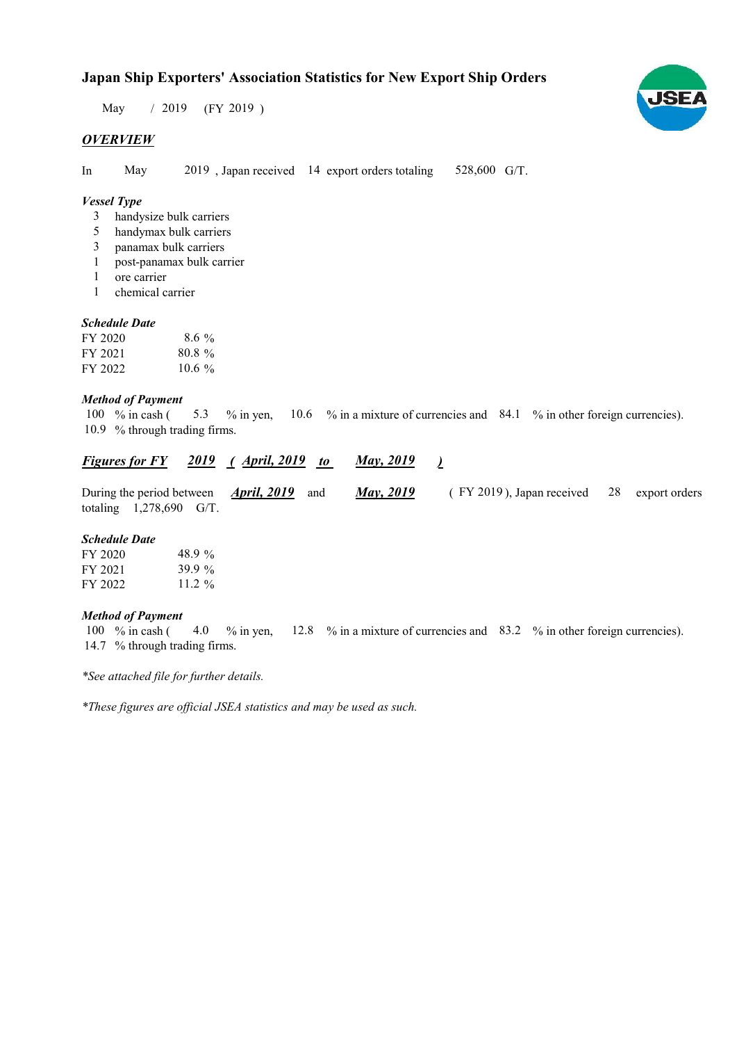# Japan Ship Exporters' Association Statistics for New Export Ship Orders

May / 2019 (FY 2019 )

## *OVERVIEW*

In May 2019 , Japan received 14 export orders totaling 528,600 G/T.

### *Vessel Type*

3 handysize bulk carriers
5 handymax bulk carriers
3 panamax bulk carriers
1 post-panamax bulk carrier
1 ore carrier
1 chemical carrier

### *Schedule Date*

| | |
|---|---|
| FY 2020 | 8.6 % |
| FY 2021 | 80.8 % |
| FY 2022 | 10.6 % |

### *Method of Payment*

100 % in cash ( 5.3 % in yen, 10.6 % in a mixture of currencies and 84.1 % in other foreign currencies).
10.9 % through trading firms.

## *Figures for FY 2019 ( April, 2019 to May, 2019 )*

During the period between *April, 2019* and *May, 2019* ( FY 2019 ), Japan received 28 export orders totaling 1,278,690 G/T.

### *Schedule Date*

| | |
|---|---|
| FY 2020 | 48.9 % |
| FY 2021 | 39.9 % |
| FY 2022 | 11.2 % |

### *Method of Payment*

100 % in cash ( 4.0 % in yen, 12.8 % in a mixture of currencies and 83.2 % in other foreign currencies).
14.7 % through trading firms.

*\*See attached file for further details.*

*\*These figures are official JSEA statistics and may be used as such.*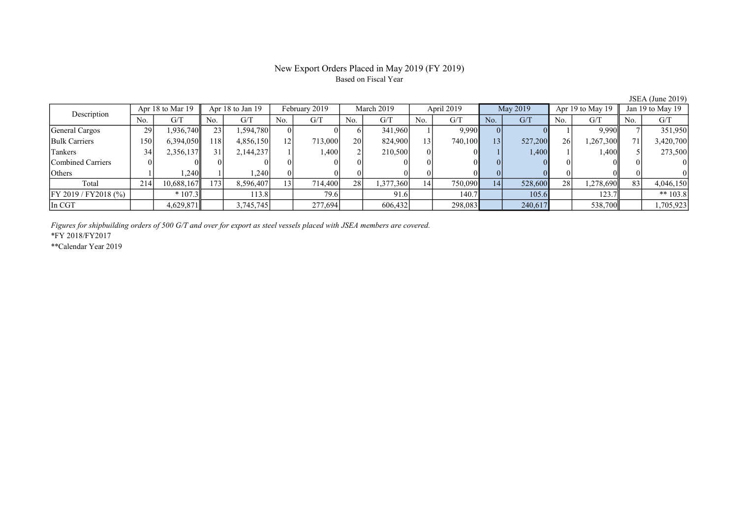# New Export Orders Placed in May 2019 (FY 2019)

Based on Fiscal Year

JSEA (June 2019)

| Description | Apr 18 to Mar 19 | | Apr 18 to Jan 19 | | February 2019 | | March 2019 | | April 2019 | | May 2019 | | Apr 19 to May 19 | | Jan 19 to May 19 | |
|---|---|---|---|---|---|---|---|---|---|---|---|---|---|---|---|---|
| | No. | G/T | No. | G/T | No. | G/T | No. | G/T | No. | G/T | No. | G/T | No. | G/T | No. | G/T |
| General Cargos | 29 | 1,936,740 | 23 | 1,594,780 | 0 | 0 | 6 | 341,960 | 1 | 9,990 | 0 | 0 | 1 | 9,990 | 7 | 351,950 |
| Bulk Carriers | 150 | 6,394,050 | 118 | 4,856,150 | 12 | 713,000 | 20 | 824,900 | 13 | 740,100 | 13 | 527,200 | 26 | 1,267,300 | 71 | 3,420,700 |
| Tankers | 34 | 2,356,137 | 31 | 2,144,237 | 1 | 1,400 | 2 | 210,500 | 0 | 0 | 1 | 1,400 | 1 | 1,400 | 5 | 273,500 |
| Combined Carriers | 0 | 0 | 0 | 0 | 0 | 0 | 0 | 0 | 0 | 0 | 0 | 0 | 0 | 0 | 0 | 0 |
| Others | 1 | 1,240 | 1 | 1,240 | 0 | 0 | 0 | 0 | 0 | 0 | 0 | 0 | 0 | 0 | 0 | 0 |
| Total | 214 | 10,688,167 | 173 | 8,596,407 | 13 | 714,400 | 28 | 1,377,360 | 14 | 750,090 | 14 | 528,600 | 28 | 1,278,690 | 83 | 4,046,150 |
| FY 2019 / FY2018 (%) | | * 107.3 | | 113.8 | | 79.6 | | 91.6 | | 140.7 | | 105.6 | | 123.7 | | ** 103.8 |
| In CGT | | 4,629,871 | | 3,745,745 | | 277,694 | | 606,432 | | 298,083 | | 240,617 | | 538,700 | | 1,705,923 |

*Figures for shipbuilding orders of 500 G/T and over for export as steel vessels placed with JSEA members are covered.*

*FY 2018/FY2017

**Calendar Year 2019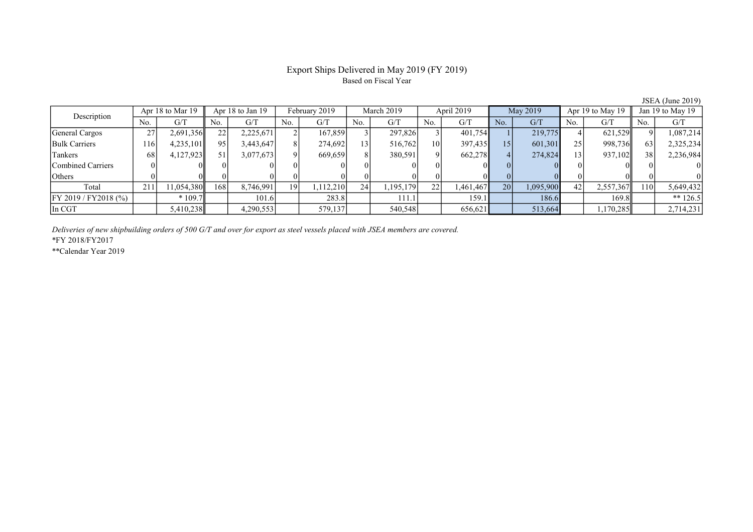# Export Ships Delivered in May 2019 (FY 2019)

Based on Fiscal Year

JSEA (June 2019)

| Description | Apr 18 to Mar 19 | | Apr 18 to Jan 19 | | February 2019 | | March 2019 | | April 2019 | | May 2019 | | Apr 19 to May 19 | | Jan 19 to May 19 | |
|---|---|---|---|---|---|---|---|---|---|---|---|---|---|---|---|---|
| | No. | G/T | No. | G/T | No. | G/T | No. | G/T | No. | G/T | No. | G/T | No. | G/T | No. | G/T |
| General Cargos | 27 | 2,691,356 | 22 | 2,225,671 | 2 | 167,859 | 3 | 297,826 | 3 | 401,754 | 1 | 219,775 | 4 | 621,529 | 9 | 1,087,214 |
| Bulk Carriers | 116 | 4,235,101 | 95 | 3,443,647 | 8 | 274,692 | 13 | 516,762 | 10 | 397,435 | 15 | 601,301 | 25 | 998,736 | 63 | 2,325,234 |
| Tankers | 68 | 4,127,923 | 51 | 3,077,673 | 9 | 669,659 | 8 | 380,591 | 9 | 662,278 | 4 | 274,824 | 13 | 937,102 | 38 | 2,236,984 |
| Combined Carriers | 0 | 0 | 0 | 0 | 0 | 0 | 0 | 0 | 0 | 0 | 0 | 0 | 0 | 0 | 0 | 0 |
| Others | 0 | 0 | 0 | 0 | 0 | 0 | 0 | 0 | 0 | 0 | 0 | 0 | 0 | 0 | 0 | 0 |
| Total | 211 | 11,054,380 | 168 | 8,746,991 | 19 | 1,112,210 | 24 | 1,195,179 | 22 | 1,461,467 | 20 | 1,095,900 | 42 | 2,557,367 | 110 | 5,649,432 |
| FY 2019 / FY2018 (%) | | * 109.7 | | 101.6 | | 283.8 | | 111.1 | | 159.1 | | 186.6 | | 169.8 | | ** 126.5 |
| In CGT | | 5,410,238 | | 4,290,553 | | 579,137 | | 540,548 | | 656,621 | | 513,664 | | 1,170,285 | | 2,714,231 |

*Deliveries of new shipbuilding orders of 500 G/T and over for export as steel vessels placed with JSEA members are covered.*

*FY 2018/FY2017

**Calendar Year 2019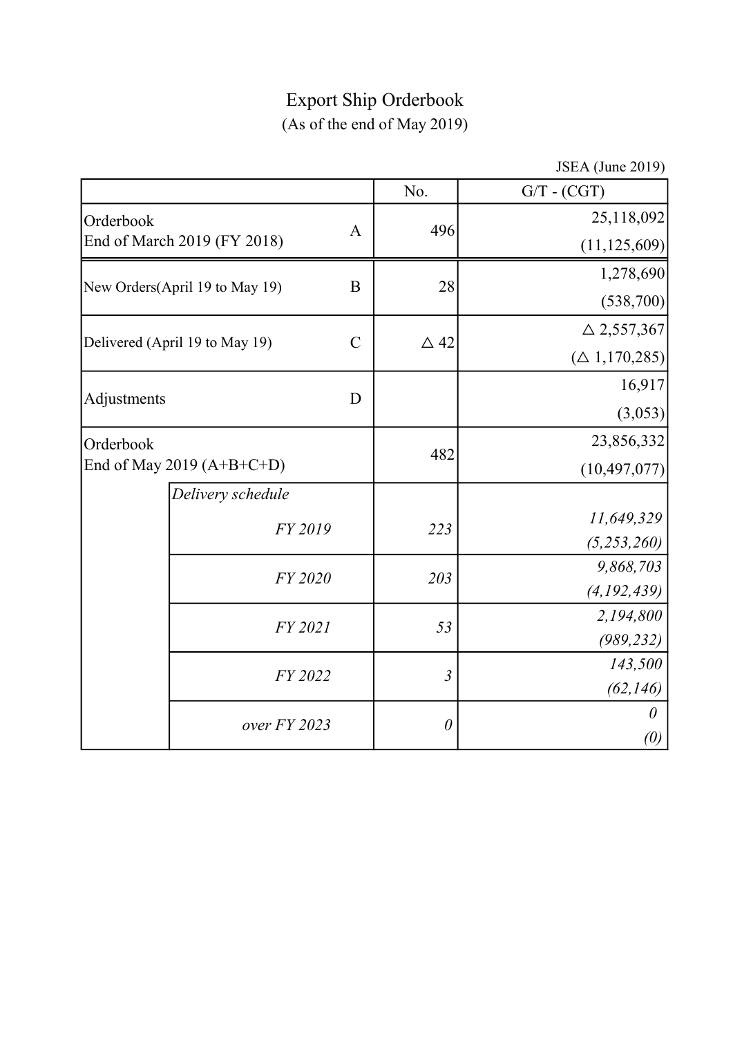# Export Ship Orderbook

(As of the end of May 2019)

JSEA (June 2019)

| | | | No. | G/T - (CGT) |
|---|---|---|---|---|
| Orderbook<br>End of March 2019 (FY 2018) | | A | 496 | 25,118,092<br>(11,125,609) |
| New Orders(April 19 to May 19) | | B | 28 | 1,278,690<br>(538,700) |
| Delivered (April 19 to May 19) | | C | △ 42 | △ 2,557,367<br>(△ 1,170,285) |
| Adjustments | | D | | 16,917<br>(3,053) |
| Orderbook<br>End of May 2019 (A+B+C+D) | | | 482 | 23,856,332<br>(10,497,077) |
| | *Delivery schedule*<br>*FY 2019* | | *223* | *11,649,329*<br>*(5,253,260)* |
| | *FY 2020* | | *203* | *9,868,703*<br>*(4,192,439)* |
| | *FY 2021* | | *53* | *2,194,800*<br>*(989,232)* |
| | *FY 2022* | | *3* | *143,500*<br>*(62,146)* |
| | *over FY 2023* | | *0* | *0*<br>*(0)* |